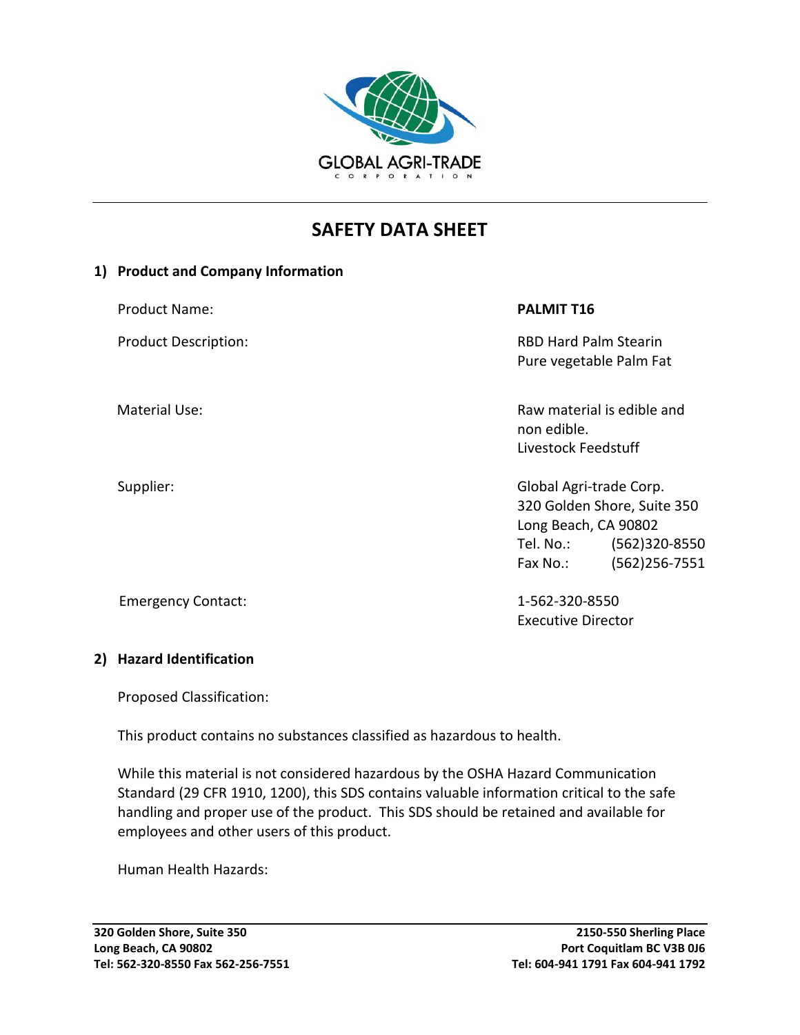GLOBAL AGRI-TRADE
CORPORATION

# SAFETY DATA SHEET

## 1) Product and Company Information

| | |
|---|---|
| Product Name: | **PALMIT T16** |
| Product Description: | RBD Hard Palm Stearin<br>Pure vegetable Palm Fat |
| Material Use: | Raw material is edible and non edible.<br>Livestock Feedstuff |
| Supplier: | Global Agri-trade Corp.<br>320 Golden Shore, Suite 350<br>Long Beach, CA 90802<br>Tel. No.: (562)320-8550<br>Fax No.: (562)256-7551 |
| Emergency Contact: | 1-562-320-8550<br>Executive Director |

## 2) Hazard Identification

Proposed Classification:

This product contains no substances classified as hazardous to health.

While this material is not considered hazardous by the OSHA Hazard Communication Standard (29 CFR 1910, 1200), this SDS contains valuable information critical to the safe handling and proper use of the product. This SDS should be retained and available for employees and other users of this product.

Human Health Hazards: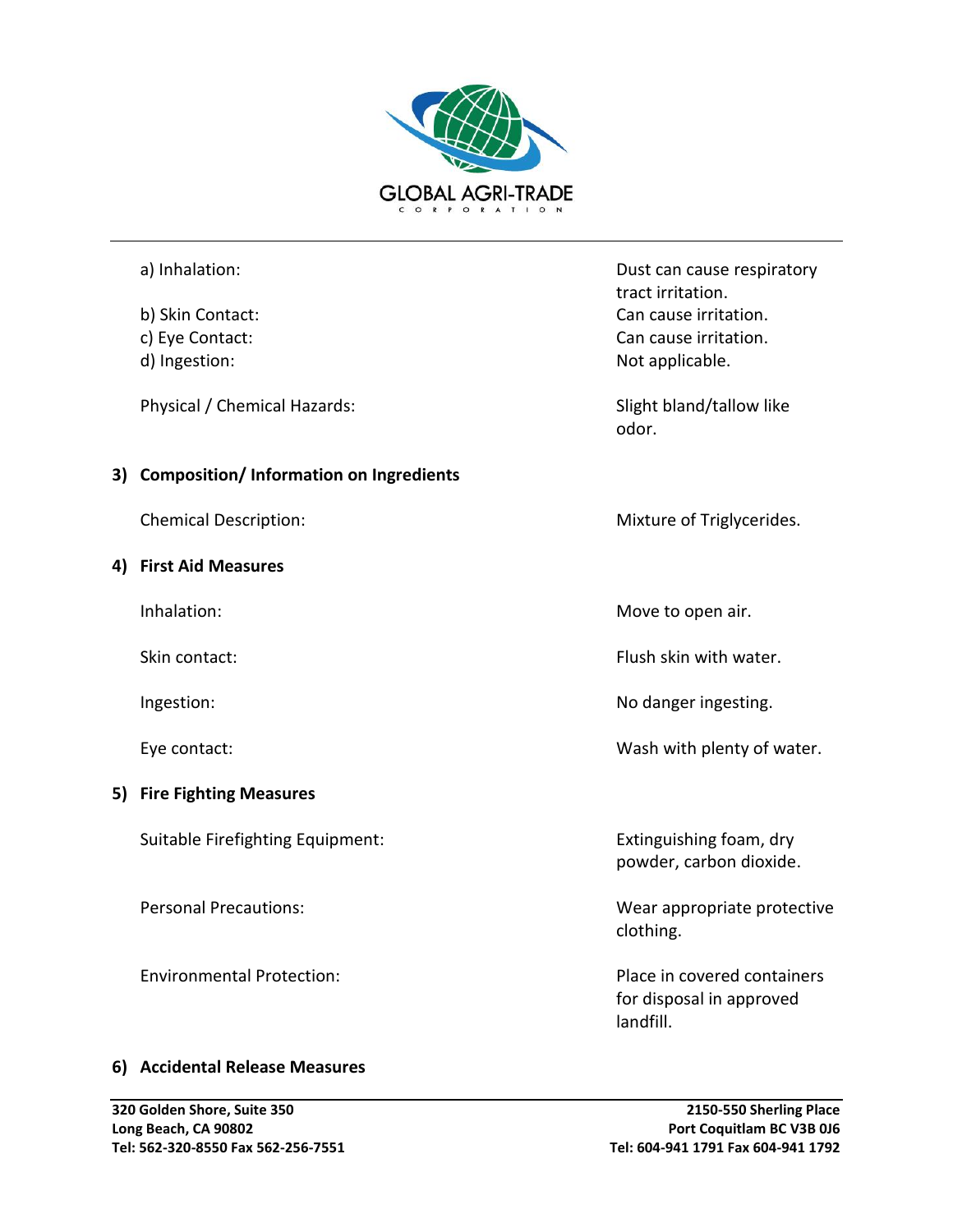a) Inhalation: Dust can cause respiratory tract irritation.

b) Skin Contact: Can cause irritation.

c) Eye Contact: Can cause irritation.

d) Ingestion: Not applicable.

Physical / Chemical Hazards: Slight bland/tallow like odor.

## 3) Composition/ Information on Ingredients

Chemical Description: Mixture of Triglycerides.

## 4) First Aid Measures

Inhalation: Move to open air.

Skin contact: Flush skin with water.

Ingestion: No danger ingesting.

Eye contact: Wash with plenty of water.

## 5) Fire Fighting Measures

Suitable Firefighting Equipment: Extinguishing foam, dry powder, carbon dioxide.

Personal Precautions: Wear appropriate protective clothing.

Environmental Protection: Place in covered containers for disposal in approved landfill.

## 6) Accidental Release Measures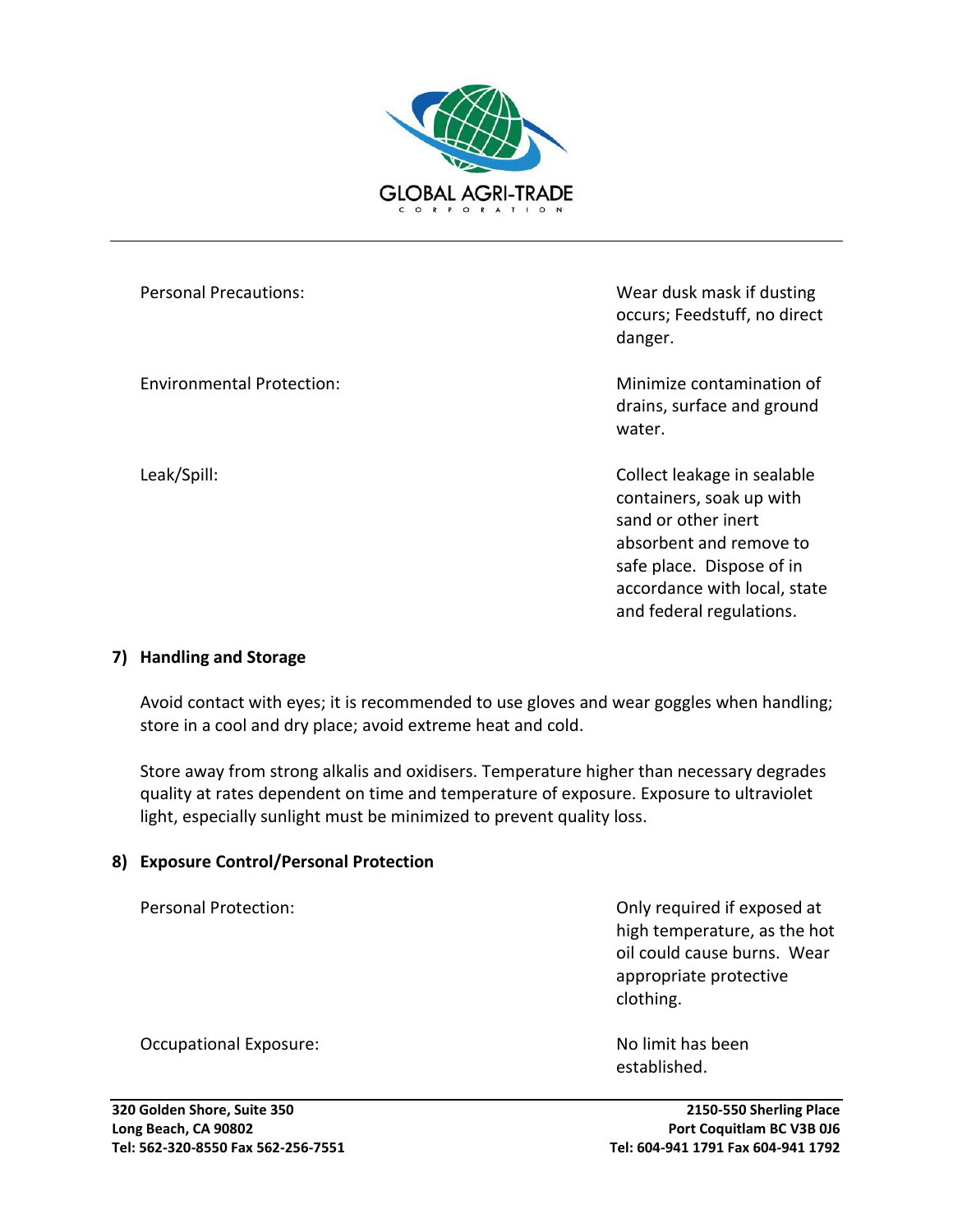| | |
|---|---|
| Personal Precautions: | Wear dusk mask if dusting occurs; Feedstuff, no direct danger. |
| Environmental Protection: | Minimize contamination of drains, surface and ground water. |
| Leak/Spill: | Collect leakage in sealable containers, soak up with sand or other inert absorbent and remove to safe place. Dispose of in accordance with local, state and federal regulations. |

## 7) Handling and Storage

Avoid contact with eyes; it is recommended to use gloves and wear goggles when handling; store in a cool and dry place; avoid extreme heat and cold.

Store away from strong alkalis and oxidisers. Temperature higher than necessary degrades quality at rates dependent on time and temperature of exposure. Exposure to ultraviolet light, especially sunlight must be minimized to prevent quality loss.

## 8) Exposure Control/Personal Protection

| | |
|---|---|
| Personal Protection: | Only required if exposed at high temperature, as the hot oil could cause burns. Wear appropriate protective clothing. |
| Occupational Exposure: | No limit has been established. |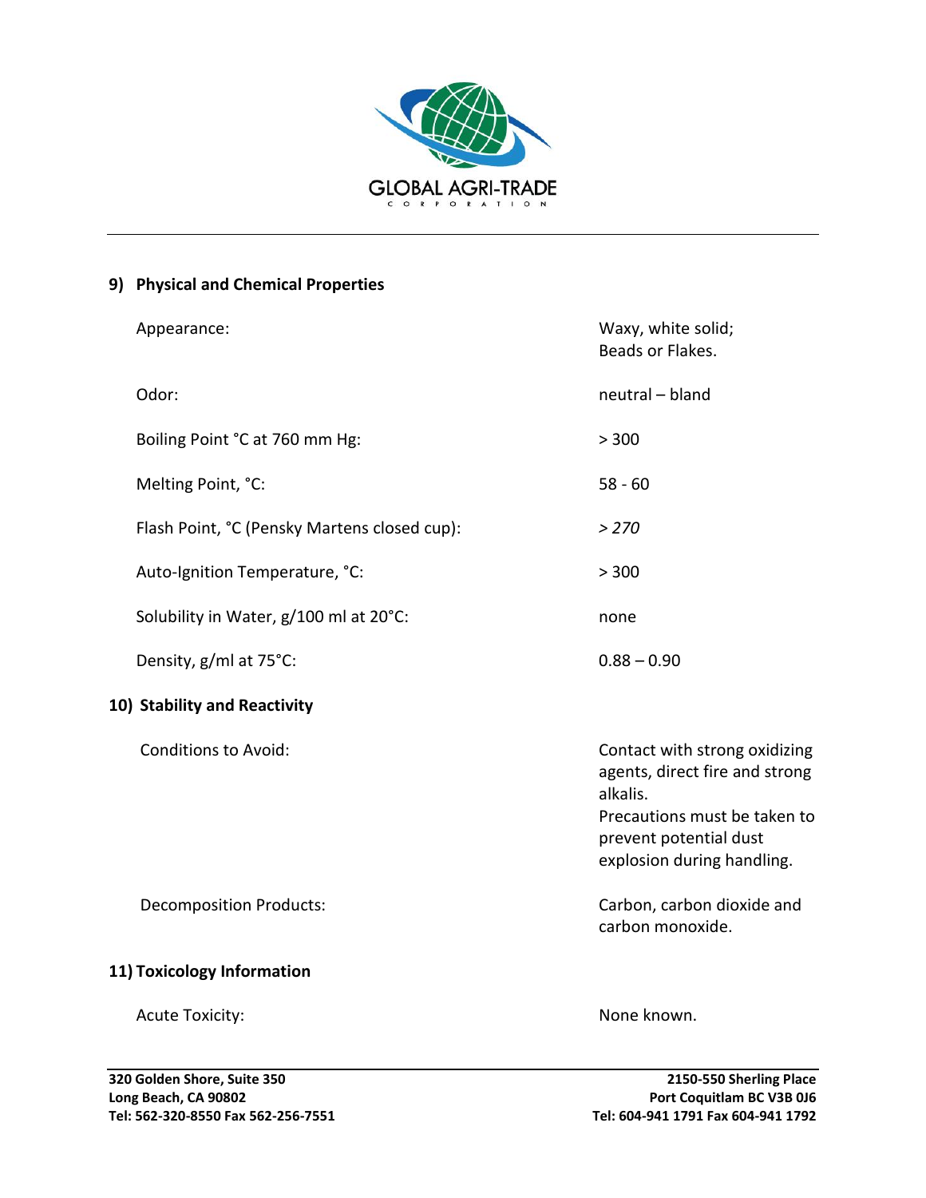## 9) Physical and Chemical Properties

| | |
|---|---|
| Appearance: | Waxy, white solid; Beads or Flakes. |
| Odor: | neutral – bland |
| Boiling Point °C at 760 mm Hg: | > 300 |
| Melting Point, °C: | 58 - 60 |
| Flash Point, °C (Pensky Martens closed cup): | *> 270* |
| Auto-Ignition Temperature, °C: | > 300 |
| Solubility in Water, g/100 ml at 20°C: | none |
| Density, g/ml at 75°C: | 0.88 – 0.90 |

## 10) Stability and Reactivity

| | |
|---|---|
| Conditions to Avoid: | Contact with strong oxidizing agents, direct fire and strong alkalis. Precautions must be taken to prevent potential dust explosion during handling. |
| Decomposition Products: | Carbon, carbon dioxide and carbon monoxide. |

## 11) Toxicology Information

| | |
|---|---|
| Acute Toxicity: | None known. |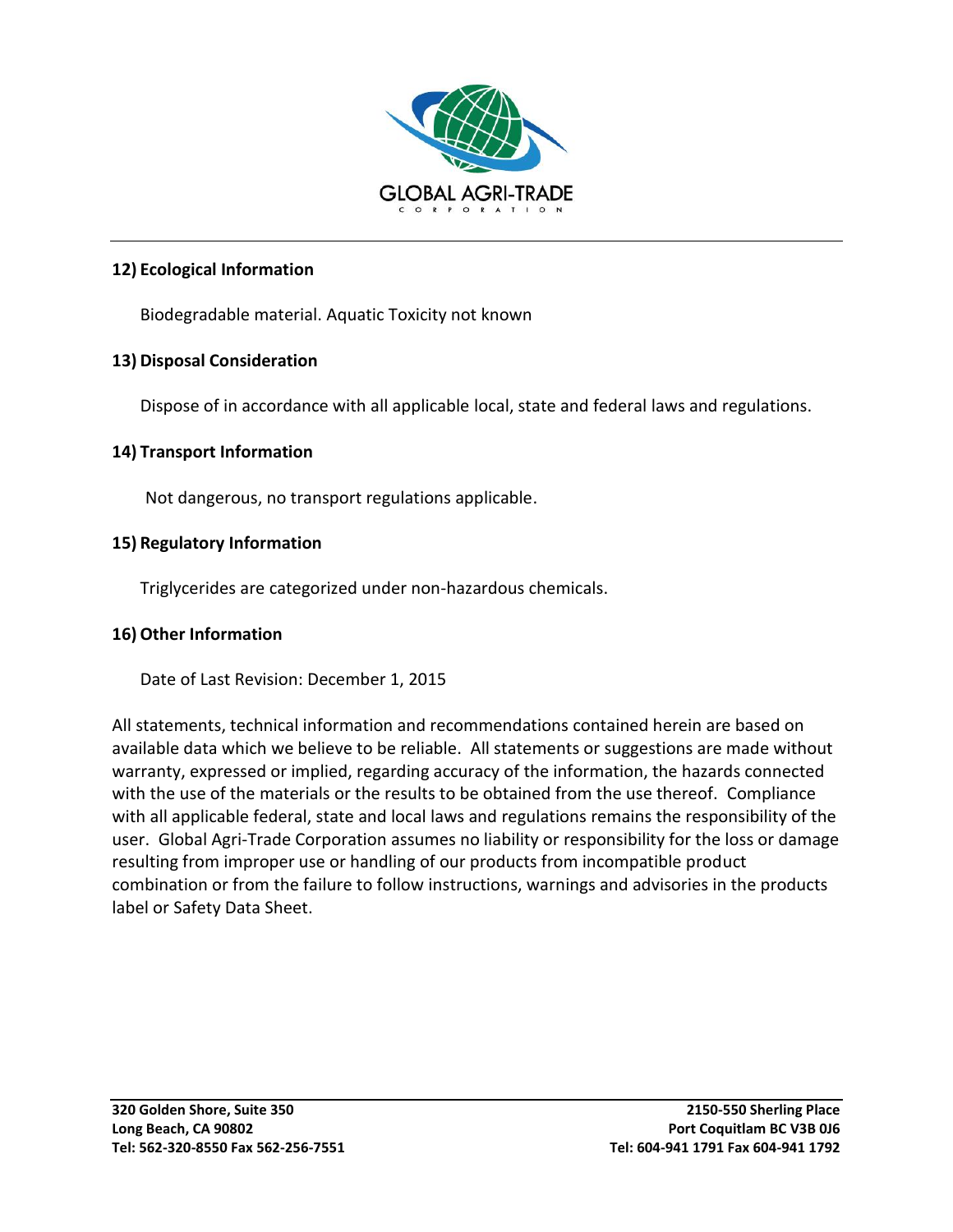## 12) Ecological Information

Biodegradable material. Aquatic Toxicity not known

## 13) Disposal Consideration

Dispose of in accordance with all applicable local, state and federal laws and regulations.

## 14) Transport Information

Not dangerous, no transport regulations applicable.

## 15) Regulatory Information

Triglycerides are categorized under non-hazardous chemicals.

## 16) Other Information

Date of Last Revision: December 1, 2015

All statements, technical information and recommendations contained herein are based on available data which we believe to be reliable. All statements or suggestions are made without warranty, expressed or implied, regarding accuracy of the information, the hazards connected with the use of the materials or the results to be obtained from the use thereof. Compliance with all applicable federal, state and local laws and regulations remains the responsibility of the user. Global Agri-Trade Corporation assumes no liability or responsibility for the loss or damage resulting from improper use or handling of our products from incompatible product combination or from the failure to follow instructions, warnings and advisories in the products label or Safety Data Sheet.